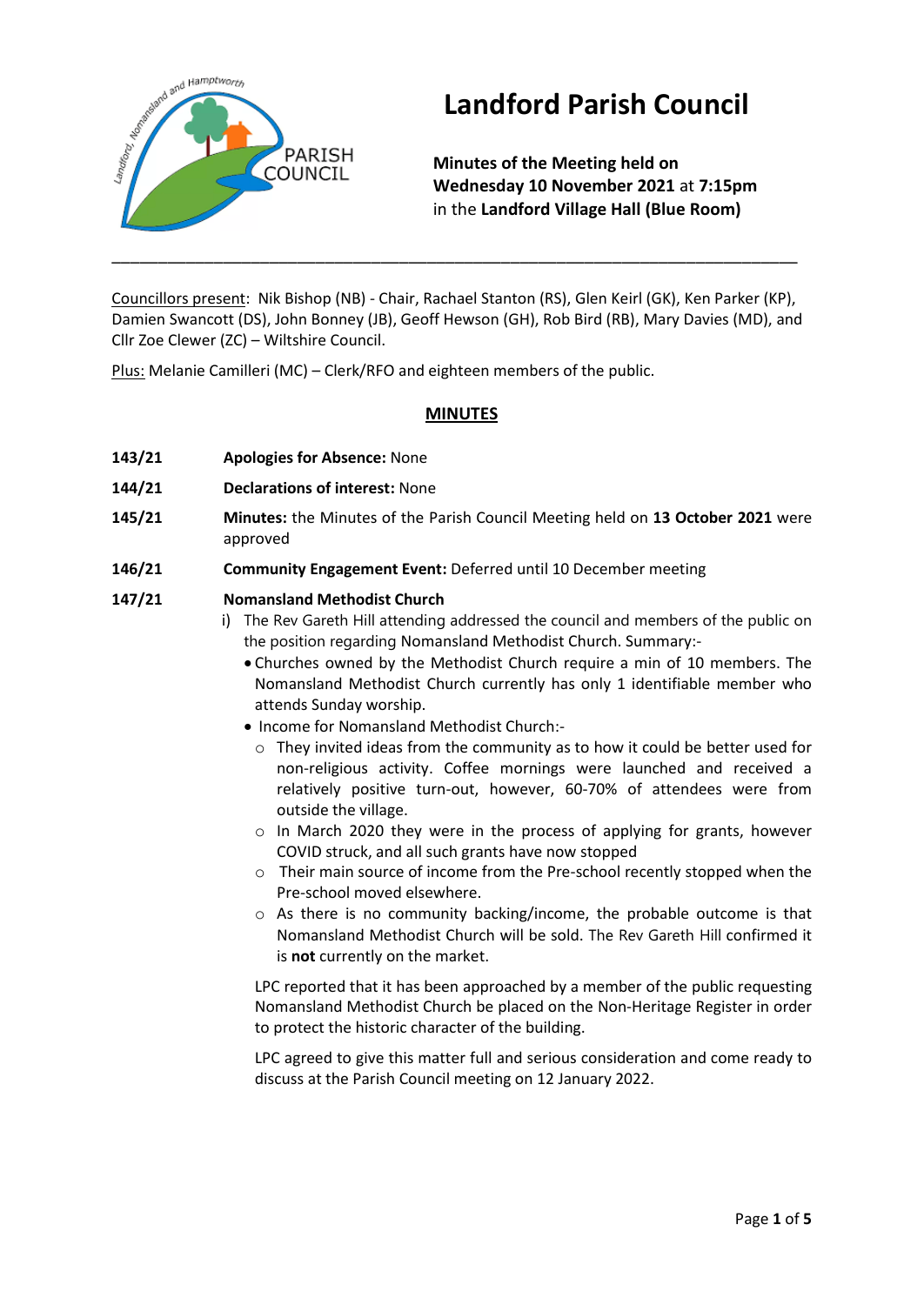# Landford Parish Council

**Minutes of the Meeting held on**
**Wednesday 10 November 2021** at **7:15pm**
in the **Landford Village Hall (Blue Room)**

---

Councillors present: Nik Bishop (NB) - Chair, Rachael Stanton (RS), Glen Keirl (GK), Ken Parker (KP), Damien Swancott (DS), John Bonney (JB), Geoff Hewson (GH), Rob Bird (RB), Mary Davies (MD), and Cllr Zoe Clewer (ZC) – Wiltshire Council.

Plus: Melanie Camilleri (MC) – Clerk/RFO and eighteen members of the public.

## MINUTES

**143/21** **Apologies for Absence:** None

**144/21** **Declarations of interest:** None

**145/21** **Minutes:** the Minutes of the Parish Council Meeting held on **13 October 2021** were approved

**146/21** **Community Engagement Event:** Deferred until 10 December meeting

**147/21** **Nomansland Methodist Church**

i) The Rev Gareth Hill attending addressed the council and members of the public on the position regarding Nomansland Methodist Church. Summary:-

- Churches owned by the Methodist Church require a min of 10 members. The Nomansland Methodist Church currently has only 1 identifiable member who attends Sunday worship.
- Income for Nomansland Methodist Church:-
  - They invited ideas from the community as to how it could be better used for non-religious activity. Coffee mornings were launched and received a relatively positive turn-out, however, 60-70% of attendees were from outside the village.
  - In March 2020 they were in the process of applying for grants, however COVID struck, and all such grants have now stopped
  - Their main source of income from the Pre-school recently stopped when the Pre-school moved elsewhere.
  - As there is no community backing/income, the probable outcome is that Nomansland Methodist Church will be sold. The Rev Gareth Hill confirmed it is **not** currently on the market.

LPC reported that it has been approached by a member of the public requesting Nomansland Methodist Church be placed on the Non-Heritage Register in order to protect the historic character of the building.

LPC agreed to give this matter full and serious consideration and come ready to discuss at the Parish Council meeting on 12 January 2022.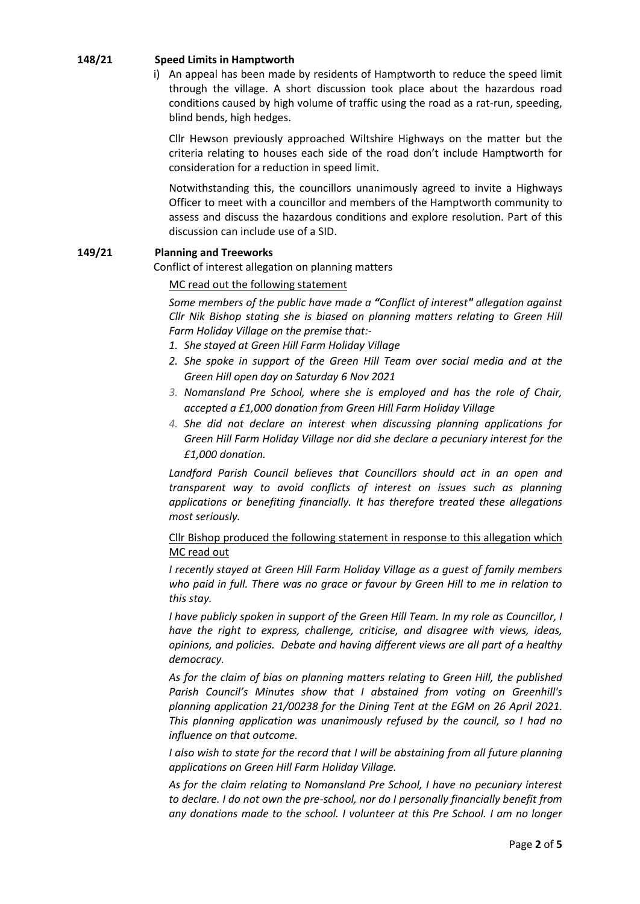**148/21 Speed Limits in Hamptworth**

i) An appeal has been made by residents of Hamptworth to reduce the speed limit through the village. A short discussion took place about the hazardous road conditions caused by high volume of traffic using the road as a rat-run, speeding, blind bends, high hedges.

Cllr Hewson previously approached Wiltshire Highways on the matter but the criteria relating to houses each side of the road don't include Hamptworth for consideration for a reduction in speed limit.

Notwithstanding this, the councillors unanimously agreed to invite a Highways Officer to meet with a councillor and members of the Hamptworth community to assess and discuss the hazardous conditions and explore resolution. Part of this discussion can include use of a SID.

**149/21 Planning and Treeworks**

Conflict of interest allegation on planning matters

<u>MC read out the following statement</u>

*Some members of the public have made a* ***"****Conflict of interest****"*** *allegation against Cllr Nik Bishop stating she is biased on planning matters relating to Green Hill Farm Holiday Village on the premise that:-*

1. *She stayed at Green Hill Farm Holiday Village*
2. *She spoke in support of the Green Hill Team over social media and at the Green Hill open day on Saturday 6 Nov 2021*
3. *Nomansland Pre School, where she is employed and has the role of Chair, accepted a £1,000 donation from Green Hill Farm Holiday Village*
4. *She did not declare an interest when discussing planning applications for Green Hill Farm Holiday Village nor did she declare a pecuniary interest for the £1,000 donation.*

*Landford Parish Council believes that Councillors should act in an open and transparent way to avoid conflicts of interest on issues such as planning applications or benefiting financially. It has therefore treated these allegations most seriously.*

<u>Cllr Bishop produced the following statement in response to this allegation which MC read out</u>

*I recently stayed at Green Hill Farm Holiday Village as a guest of family members who paid in full. There was no grace or favour by Green Hill to me in relation to this stay.*

*I have publicly spoken in support of the Green Hill Team. In my role as Councillor, I have the right to express, challenge, criticise, and disagree with views, ideas, opinions, and policies. Debate and having different views are all part of a healthy democracy.*

*As for the claim of bias on planning matters relating to Green Hill, the published Parish Council's Minutes show that I abstained from voting on Greenhill's planning application 21/00238 for the Dining Tent at the EGM on 26 April 2021. This planning application was unanimously refused by the council, so I had no influence on that outcome.*

*I also wish to state for the record that I will be abstaining from all future planning applications on Green Hill Farm Holiday Village.*

*As for the claim relating to Nomansland Pre School, I have no pecuniary interest to declare. I do not own the pre-school, nor do I personally financially benefit from any donations made to the school. I volunteer at this Pre School. I am no longer*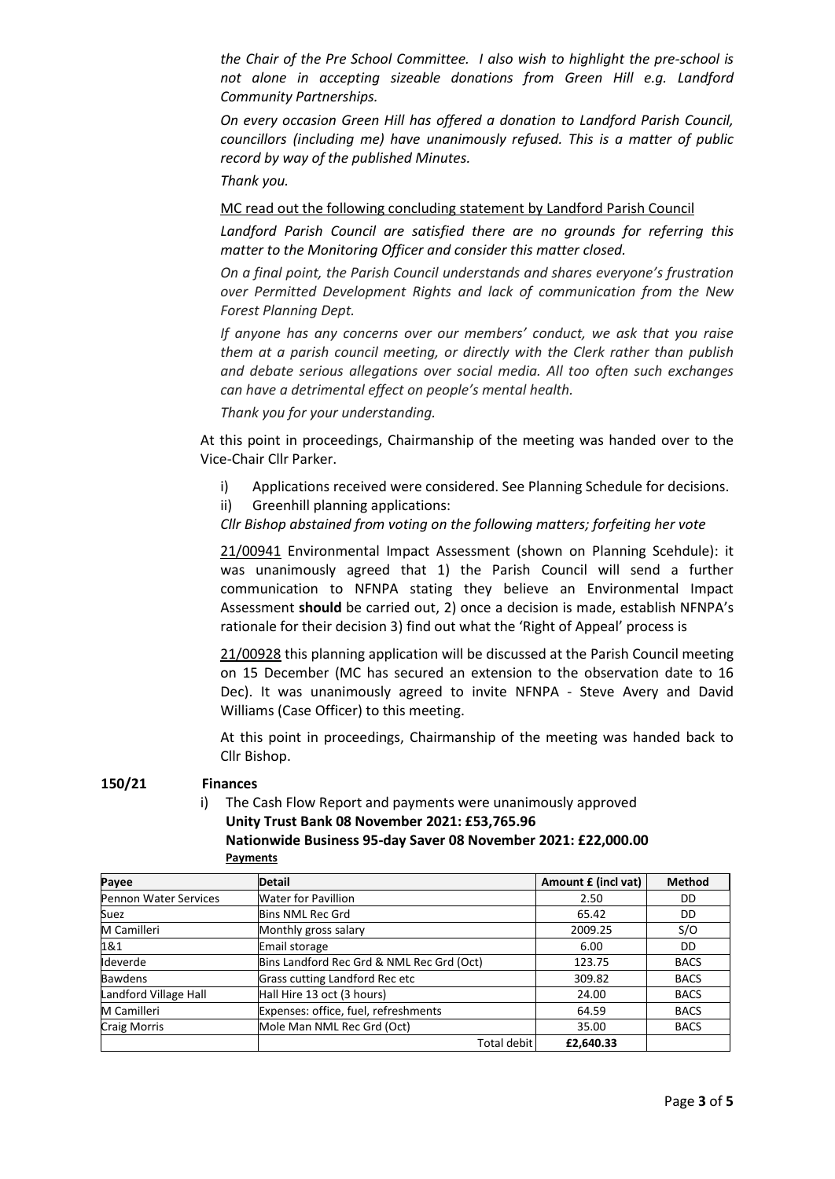*the Chair of the Pre School Committee. I also wish to highlight the pre-school is not alone in accepting sizeable donations from Green Hill e.g. Landford Community Partnerships.*

*On every occasion Green Hill has offered a donation to Landford Parish Council, councillors (including me) have unanimously refused. This is a matter of public record by way of the published Minutes.*

*Thank you.*

MC read out the following concluding statement by Landford Parish Council

*Landford Parish Council are satisfied there are no grounds for referring this matter to the Monitoring Officer and consider this matter closed.*

*On a final point, the Parish Council understands and shares everyone's frustration over Permitted Development Rights and lack of communication from the New Forest Planning Dept.*

*If anyone has any concerns over our members' conduct, we ask that you raise them at a parish council meeting, or directly with the Clerk rather than publish and debate serious allegations over social media. All too often such exchanges can have a detrimental effect on people's mental health.*

*Thank you for your understanding.*

At this point in proceedings, Chairmanship of the meeting was handed over to the Vice-Chair Cllr Parker.

i) Applications received were considered. See Planning Schedule for decisions.

ii) Greenhill planning applications:

*Cllr Bishop abstained from voting on the following matters; forfeiting her vote*

21/00941 Environmental Impact Assessment (shown on Planning Scehdule): it was unanimously agreed that 1) the Parish Council will send a further communication to NFNPA stating they believe an Environmental Impact Assessment **should** be carried out, 2) once a decision is made, establish NFNPA's rationale for their decision 3) find out what the 'Right of Appeal' process is

21/00928 this planning application will be discussed at the Parish Council meeting on 15 December (MC has secured an extension to the observation date to 16 Dec). It was unanimously agreed to invite NFNPA - Steve Avery and David Williams (Case Officer) to this meeting.

At this point in proceedings, Chairmanship of the meeting was handed back to Cllr Bishop.

**150/21 Finances**

i) The Cash Flow Report and payments were unanimously approved

**Unity Trust Bank 08 November 2021: £53,765.96**

**Nationwide Business 95-day Saver 08 November 2021: £22,000.00**

**Payments**

| Payee | Detail | Amount £ (incl vat) | Method |
|---|---|---|---|
| Pennon Water Services | Water for Pavillion | 2.50 | DD |
| Suez | Bins NML Rec Grd | 65.42 | DD |
| M Camilleri | Monthly gross salary | 2009.25 | S/O |
| 1&1 | Email storage | 6.00 | DD |
| Ideverde | Bins Landford Rec Grd & NML Rec Grd (Oct) | 123.75 | BACS |
| Bawdens | Grass cutting Landford Rec etc | 309.82 | BACS |
| Landford Village Hall | Hall Hire 13 oct (3 hours) | 24.00 | BACS |
| M Camilleri | Expenses: office, fuel, refreshments | 64.59 | BACS |
| Craig Morris | Mole Man NML Rec Grd (Oct) | 35.00 | BACS |
| | Total debit | **£2,640.33** | |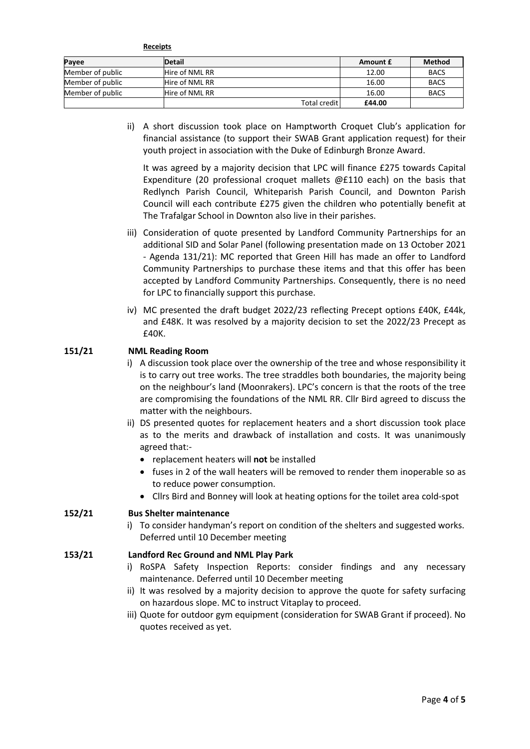**Receipts**

| Payee | Detail | Amount £ | Method |
|---|---|---|---|
| Member of public | Hire of NML RR | 12.00 | BACS |
| Member of public | Hire of NML RR | 16.00 | BACS |
| Member of public | Hire of NML RR | 16.00 | BACS |
| | Total credit | **£44.00** | |

ii) A short discussion took place on Hamptworth Croquet Club's application for financial assistance (to support their SWAB Grant application request) for their youth project in association with the Duke of Edinburgh Bronze Award.

It was agreed by a majority decision that LPC will finance £275 towards Capital Expenditure (20 professional croquet mallets @£110 each) on the basis that Redlynch Parish Council, Whiteparish Parish Council, and Downton Parish Council will each contribute £275 given the children who potentially benefit at The Trafalgar School in Downton also live in their parishes.

iii) Consideration of quote presented by Landford Community Partnerships for an additional SID and Solar Panel (following presentation made on 13 October 2021 - Agenda 131/21): MC reported that Green Hill has made an offer to Landford Community Partnerships to purchase these items and that this offer has been accepted by Landford Community Partnerships. Consequently, there is no need for LPC to financially support this purchase.

iv) MC presented the draft budget 2022/23 reflecting Precept options £40K, £44k, and £48K. It was resolved by a majority decision to set the 2022/23 Precept as £40K.

**151/21 NML Reading Room**

i) A discussion took place over the ownership of the tree and whose responsibility it is to carry out tree works. The tree straddles both boundaries, the majority being on the neighbour's land (Moonrakers). LPC's concern is that the roots of the tree are compromising the foundations of the NML RR. Cllr Bird agreed to discuss the matter with the neighbours.

ii) DS presented quotes for replacement heaters and a short discussion took place as to the merits and drawback of installation and costs. It was unanimously agreed that:-

- replacement heaters will **not** be installed
- fuses in 2 of the wall heaters will be removed to render them inoperable so as to reduce power consumption.
- Cllrs Bird and Bonney will look at heating options for the toilet area cold-spot

**152/21 Bus Shelter maintenance**

i) To consider handyman's report on condition of the shelters and suggested works. Deferred until 10 December meeting

**153/21 Landford Rec Ground and NML Play Park**

i) RoSPA Safety Inspection Reports: consider findings and any necessary maintenance. Deferred until 10 December meeting

ii) It was resolved by a majority decision to approve the quote for safety surfacing on hazardous slope. MC to instruct Vitaplay to proceed.

iii) Quote for outdoor gym equipment (consideration for SWAB Grant if proceed). No quotes received as yet.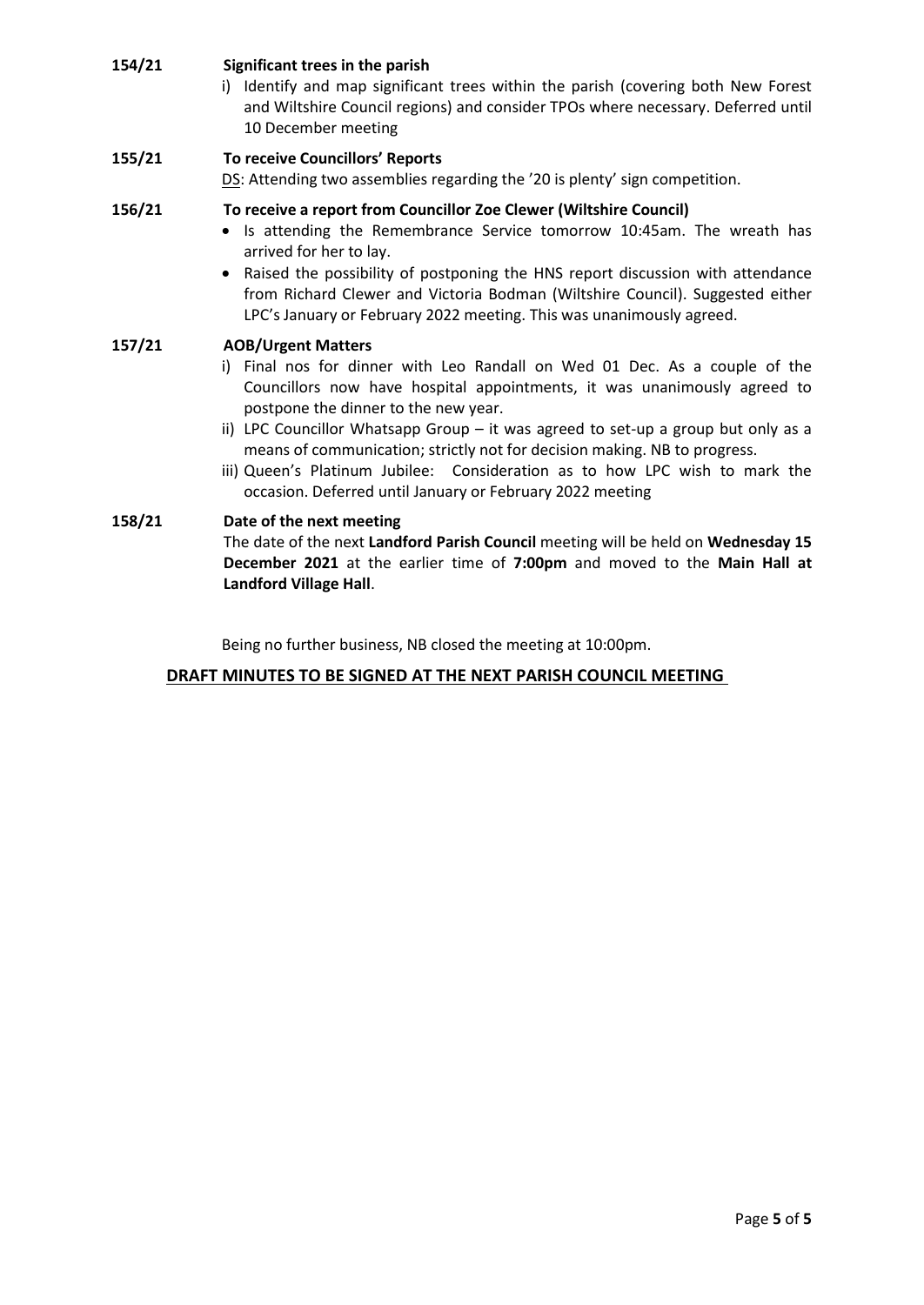**154/21 Significant trees in the parish**

i) Identify and map significant trees within the parish (covering both New Forest and Wiltshire Council regions) and consider TPOs where necessary. Deferred until 10 December meeting

**155/21 To receive Councillors' Reports**

DS: Attending two assemblies regarding the '20 is plenty' sign competition.

**156/21 To receive a report from Councillor Zoe Clewer (Wiltshire Council)**

- Is attending the Remembrance Service tomorrow 10:45am. The wreath has arrived for her to lay.
- Raised the possibility of postponing the HNS report discussion with attendance from Richard Clewer and Victoria Bodman (Wiltshire Council). Suggested either LPC's January or February 2022 meeting. This was unanimously agreed.

**157/21 AOB/Urgent Matters**

i) Final nos for dinner with Leo Randall on Wed 01 Dec. As a couple of the Councillors now have hospital appointments, it was unanimously agreed to postpone the dinner to the new year.

ii) LPC Councillor Whatsapp Group – it was agreed to set-up a group but only as a means of communication; strictly not for decision making. NB to progress.

iii) Queen's Platinum Jubilee: Consideration as to how LPC wish to mark the occasion. Deferred until January or February 2022 meeting

**158/21 Date of the next meeting**

The date of the next **Landford Parish Council** meeting will be held on **Wednesday 15 December 2021** at the earlier time of **7:00pm** and moved to the **Main Hall at Landford Village Hall**.

Being no further business, NB closed the meeting at 10:00pm.

**DRAFT MINUTES TO BE SIGNED AT THE NEXT PARISH COUNCIL MEETING**